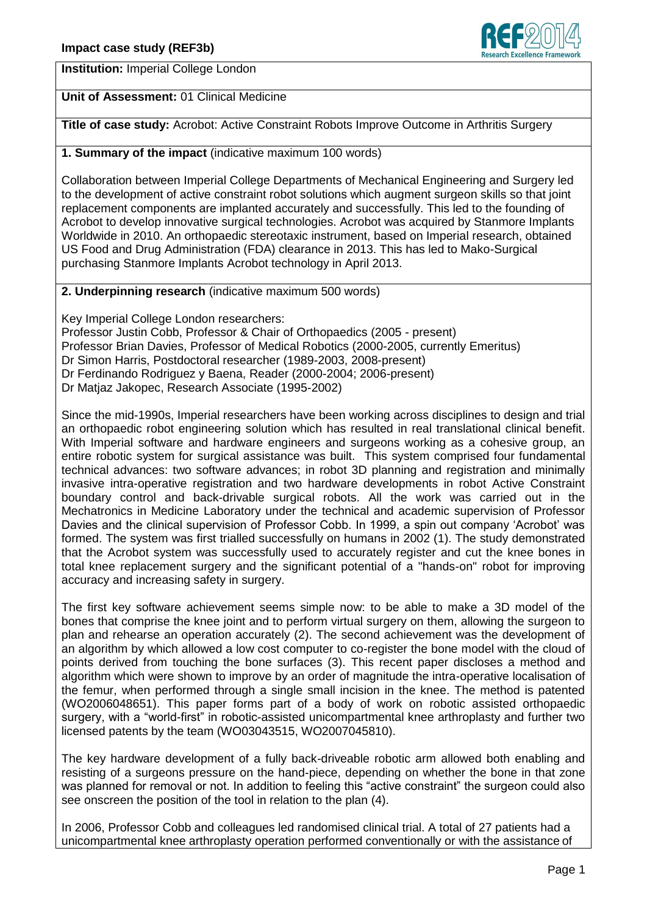**Impact case study (REF3b)**

**Institution:** Imperial College London

**Unit of Assessment:** 01 Clinical Medicine

**Title of case study:** Acrobot: Active Constraint Robots Improve Outcome in Arthritis Surgery

## 1. Summary of the impact (indicative maximum 100 words)

Collaboration between Imperial College Departments of Mechanical Engineering and Surgery led to the development of active constraint robot solutions which augment surgeon skills so that joint replacement components are implanted accurately and successfully. This led to the founding of Acrobot to develop innovative surgical technologies. Acrobot was acquired by Stanmore Implants Worldwide in 2010. An orthopaedic stereotaxic instrument, based on Imperial research, obtained US Food and Drug Administration (FDA) clearance in 2013. This has led to Mako-Surgical purchasing Stanmore Implants Acrobot technology in April 2013.

## 2. Underpinning research (indicative maximum 500 words)

Key Imperial College London researchers:
Professor Justin Cobb, Professor & Chair of Orthopaedics (2005 - present)
Professor Brian Davies, Professor of Medical Robotics (2000-2005, currently Emeritus)
Dr Simon Harris, Postdoctoral researcher (1989-2003, 2008-present)
Dr Ferdinando Rodriguez y Baena, Reader (2000-2004; 2006-present)
Dr Matjaz Jakopec, Research Associate (1995-2002)

Since the mid-1990s, Imperial researchers have been working across disciplines to design and trial an orthopaedic robot engineering solution which has resulted in real translational clinical benefit. With Imperial software and hardware engineers and surgeons working as a cohesive group, an entire robotic system for surgical assistance was built. This system comprised four fundamental technical advances: two software advances; in robot 3D planning and registration and minimally invasive intra-operative registration and two hardware developments in robot Active Constraint boundary control and back-drivable surgical robots. All the work was carried out in the Mechatronics in Medicine Laboratory under the technical and academic supervision of Professor Davies and the clinical supervision of Professor Cobb. In 1999, a spin out company 'Acrobot' was formed. The system was first trialled successfully on humans in 2002 (1). The study demonstrated that the Acrobot system was successfully used to accurately register and cut the knee bones in total knee replacement surgery and the significant potential of a "hands-on" robot for improving accuracy and increasing safety in surgery.

The first key software achievement seems simple now: to be able to make a 3D model of the bones that comprise the knee joint and to perform virtual surgery on them, allowing the surgeon to plan and rehearse an operation accurately (2). The second achievement was the development of an algorithm by which allowed a low cost computer to co-register the bone model with the cloud of points derived from touching the bone surfaces (3). This recent paper discloses a method and algorithm which were shown to improve by an order of magnitude the intra-operative localisation of the femur, when performed through a single small incision in the knee. The method is patented (WO2006048651). This paper forms part of a body of work on robotic assisted orthopaedic surgery, with a "world-first" in robotic-assisted unicompartmental knee arthroplasty and further two licensed patents by the team (WO03043515, WO2007045810).

The key hardware development of a fully back-driveable robotic arm allowed both enabling and resisting of a surgeons pressure on the hand-piece, depending on whether the bone in that zone was planned for removal or not. In addition to feeling this "active constraint" the surgeon could also see onscreen the position of the tool in relation to the plan (4).

In 2006, Professor Cobb and colleagues led randomised clinical trial. A total of 27 patients had a unicompartmental knee arthroplasty operation performed conventionally or with the assistance of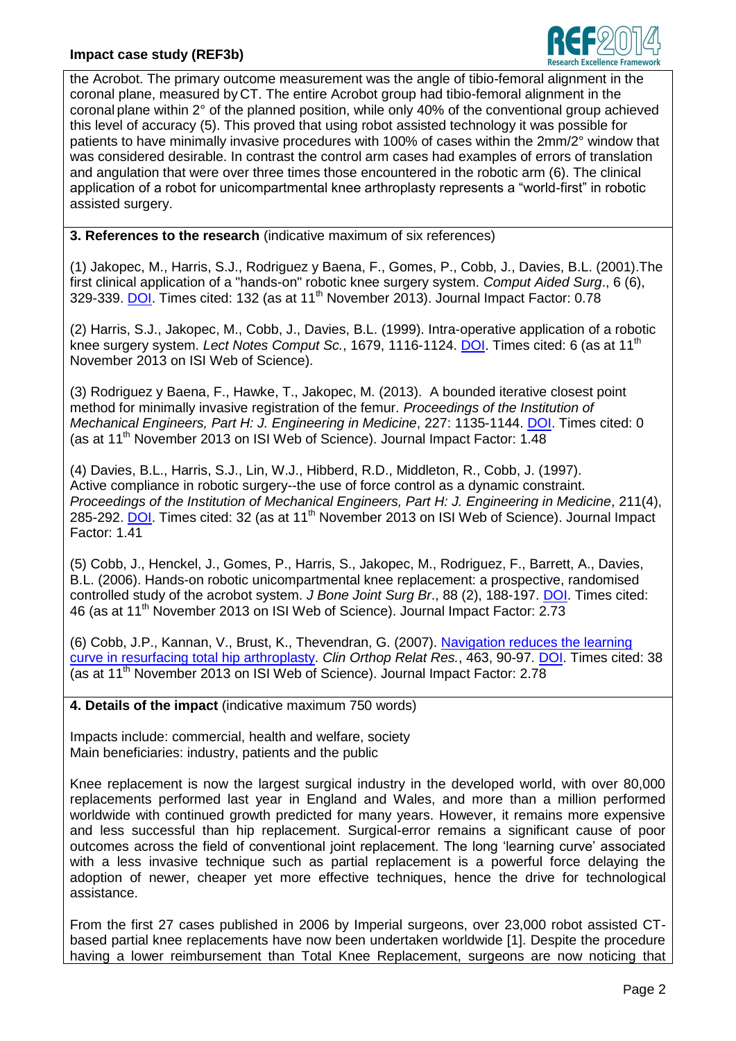the Acrobot. The primary outcome measurement was the angle of tibio-femoral alignment in the coronal plane, measured by CT. The entire Acrobot group had tibio-femoral alignment in the coronal plane within 2° of the planned position, while only 40% of the conventional group achieved this level of accuracy (5). This proved that using robot assisted technology it was possible for patients to have minimally invasive procedures with 100% of cases within the 2mm/2° window that was considered desirable. In contrast the control arm cases had examples of errors of translation and angulation that were over three times those encountered in the robotic arm (6). The clinical application of a robot for unicompartmental knee arthroplasty represents a "world-first" in robotic assisted surgery.

**3. References to the research** (indicative maximum of six references)

(1) Jakopec, M., Harris, S.J., Rodriguez y Baena, F., Gomes, P., Cobb, J., Davies, B.L. (2001).The first clinical application of a "hands-on" robotic knee surgery system. *Comput Aided Surg*., 6 (6), 329-339. DOI. Times cited: 132 (as at 11th November 2013). Journal Impact Factor: 0.78

(2) Harris, S.J., Jakopec, M., Cobb, J., Davies, B.L. (1999). Intra-operative application of a robotic knee surgery system. *Lect Notes Comput Sc.*, 1679, 1116-1124. DOI. Times cited: 6 (as at 11th November 2013 on ISI Web of Science).

(3) Rodriguez y Baena, F., Hawke, T., Jakopec, M. (2013). A bounded iterative closest point method for minimally invasive registration of the femur. *Proceedings of the Institution of Mechanical Engineers, Part H: J. Engineering in Medicine*, 227: 1135-1144. DOI. Times cited: 0 (as at 11th November 2013 on ISI Web of Science). Journal Impact Factor: 1.48

(4) Davies, B.L., Harris, S.J., Lin, W.J., Hibberd, R.D., Middleton, R., Cobb, J. (1997). Active compliance in robotic surgery--the use of force control as a dynamic constraint. *Proceedings of the Institution of Mechanical Engineers, Part H: J. Engineering in Medicine*, 211(4), 285-292. DOI. Times cited: 32 (as at 11th November 2013 on ISI Web of Science). Journal Impact Factor: 1.41

(5) Cobb, J., Henckel, J., Gomes, P., Harris, S., Jakopec, M., Rodriguez, F., Barrett, A., Davies, B.L. (2006). Hands-on robotic unicompartmental knee replacement: a prospective, randomised controlled study of the acrobot system. *J Bone Joint Surg Br*., 88 (2), 188-197. DOI. Times cited: 46 (as at 11th November 2013 on ISI Web of Science). Journal Impact Factor: 2.73

(6) Cobb, J.P., Kannan, V., Brust, K., Thevendran, G. (2007). Navigation reduces the learning curve in resurfacing total hip arthroplasty. *Clin Orthop Relat Res.*, 463, 90-97. DOI. Times cited: 38 (as at 11th November 2013 on ISI Web of Science). Journal Impact Factor: 2.78

**4. Details of the impact** (indicative maximum 750 words)

Impacts include: commercial, health and welfare, society
Main beneficiaries: industry, patients and the public

Knee replacement is now the largest surgical industry in the developed world, with over 80,000 replacements performed last year in England and Wales, and more than a million performed worldwide with continued growth predicted for many years. However, it remains more expensive and less successful than hip replacement. Surgical-error remains a significant cause of poor outcomes across the field of conventional joint replacement. The long 'learning curve' associated with a less invasive technique such as partial replacement is a powerful force delaying the adoption of newer, cheaper yet more effective techniques, hence the drive for technological assistance.

From the first 27 cases published in 2006 by Imperial surgeons, over 23,000 robot assisted CT-based partial knee replacements have now been undertaken worldwide [1]. Despite the procedure having a lower reimbursement than Total Knee Replacement, surgeons are now noticing that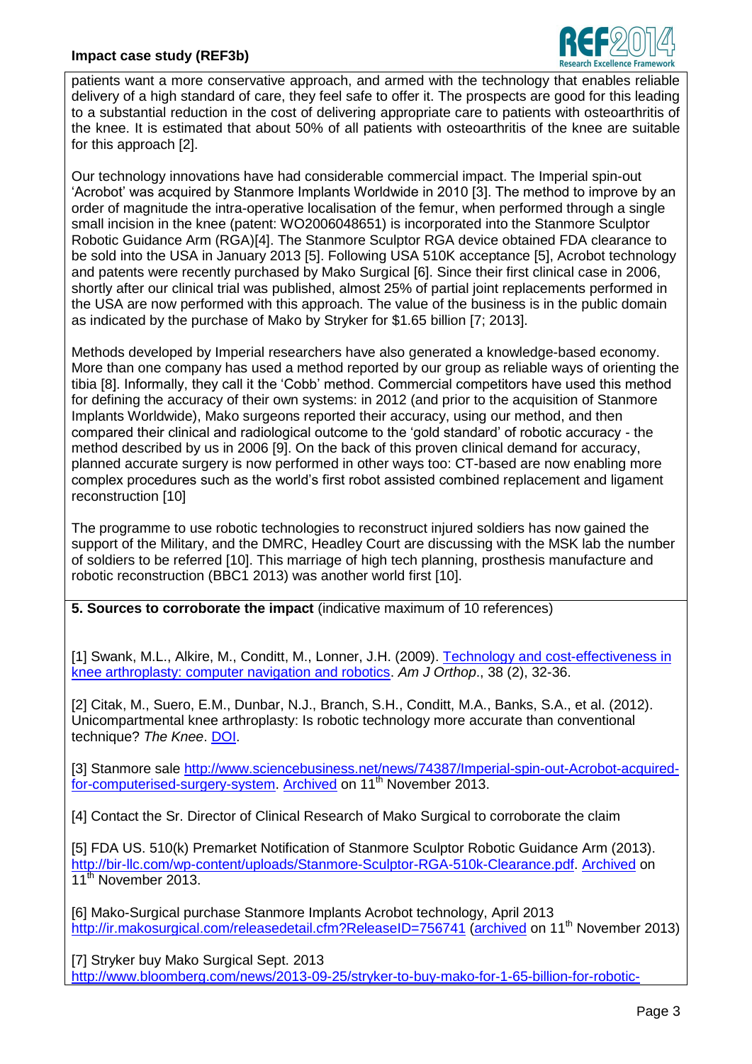patients want a more conservative approach, and armed with the technology that enables reliable delivery of a high standard of care, they feel safe to offer it. The prospects are good for this leading to a substantial reduction in the cost of delivering appropriate care to patients with osteoarthritis of the knee. It is estimated that about 50% of all patients with osteoarthritis of the knee are suitable for this approach [2].

Our technology innovations have had considerable commercial impact. The Imperial spin-out 'Acrobot' was acquired by Stanmore Implants Worldwide in 2010 [3]. The method to improve by an order of magnitude the intra-operative localisation of the femur, when performed through a single small incision in the knee (patent: WO2006048651) is incorporated into the Stanmore Sculptor Robotic Guidance Arm (RGA)[4]. The Stanmore Sculptor RGA device obtained FDA clearance to be sold into the USA in January 2013 [5]. Following USA 510K acceptance [5], Acrobot technology and patents were recently purchased by Mako Surgical [6]. Since their first clinical case in 2006, shortly after our clinical trial was published, almost 25% of partial joint replacements performed in the USA are now performed with this approach. The value of the business is in the public domain as indicated by the purchase of Mako by Stryker for $1.65 billion [7; 2013].

Methods developed by Imperial researchers have also generated a knowledge-based economy. More than one company has used a method reported by our group as reliable ways of orienting the tibia [8]. Informally, they call it the 'Cobb' method. Commercial competitors have used this method for defining the accuracy of their own systems: in 2012 (and prior to the acquisition of Stanmore Implants Worldwide), Mako surgeons reported their accuracy, using our method, and then compared their clinical and radiological outcome to the 'gold standard' of robotic accuracy - the method described by us in 2006 [9]. On the back of this proven clinical demand for accuracy, planned accurate surgery is now performed in other ways too: CT-based are now enabling more complex procedures such as the world's first robot assisted combined replacement and ligament reconstruction [10]

The programme to use robotic technologies to reconstruct injured soldiers has now gained the support of the Military, and the DMRC, Headley Court are discussing with the MSK lab the number of soldiers to be referred [10]. This marriage of high tech planning, prosthesis manufacture and robotic reconstruction (BBC1 2013) was another world first [10].

**5. Sources to corroborate the impact** (indicative maximum of 10 references)

[1] Swank, M.L., Alkire, M., Conditt, M., Lonner, J.H. (2009). Technology and cost-effectiveness in knee arthroplasty: computer navigation and robotics. *Am J Orthop*., 38 (2), 32-36.

[2] Citak, M., Suero, E.M., Dunbar, N.J., Branch, S.H., Conditt, M.A., Banks, S.A., et al. (2012). Unicompartmental knee arthroplasty: Is robotic technology more accurate than conventional technique? *The Knee*. DOI.

[3] Stanmore sale http://www.sciencebusiness.net/news/74387/Imperial-spin-out-Acrobot-acquired-for-computerised-surgery-system. Archived on 11th November 2013.

[4] Contact the Sr. Director of Clinical Research of Mako Surgical to corroborate the claim

[5] FDA US. 510(k) Premarket Notification of Stanmore Sculptor Robotic Guidance Arm (2013). http://bir-llc.com/wp-content/uploads/Stanmore-Sculptor-RGA-510k-Clearance.pdf. Archived on 11th November 2013.

[6] Mako-Surgical purchase Stanmore Implants Acrobot technology, April 2013 http://ir.makosurgical.com/releasedetail.cfm?ReleaseID=756741 (archived on 11th November 2013)

[7] Stryker buy Mako Surgical Sept. 2013 http://www.bloomberg.com/news/2013-09-25/stryker-to-buy-mako-for-1-65-billion-for-robotic-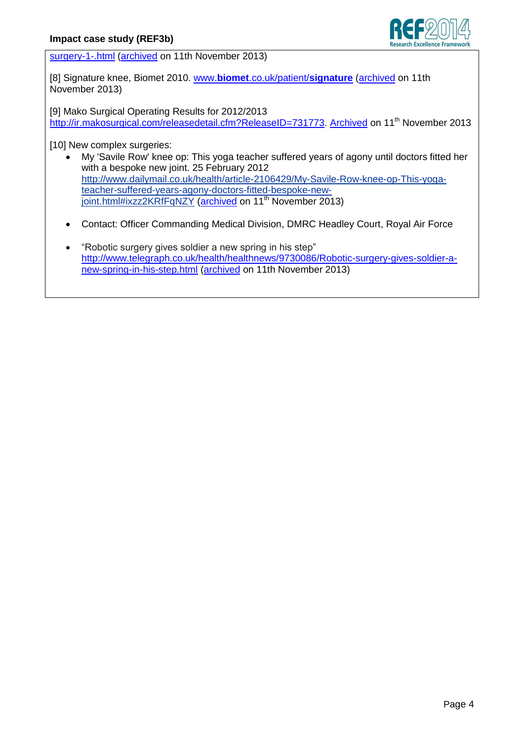surgery-1-.html (archived on 11th November 2013)

[8] Signature knee, Biomet 2010. www.**biomet**.co.uk/patient/**signature** (archived on 11th November 2013)

[9] Mako Surgical Operating Results for 2012/2013 http://ir.makosurgical.com/releasedetail.cfm?ReleaseID=731773. Archived on 11th November 2013

[10] New complex surgeries:

- My 'Savile Row' knee op: This yoga teacher suffered years of agony until doctors fitted her with a bespoke new joint. 25 February 2012 http://www.dailymail.co.uk/health/article-2106429/My-Savile-Row-knee-op-This-yoga-teacher-suffered-years-agony-doctors-fitted-bespoke-new-joint.html#ixzz2KRfFqNZY (archived on 11th November 2013)
- Contact: Officer Commanding Medical Division, DMRC Headley Court, Royal Air Force
- "Robotic surgery gives soldier a new spring in his step" http://www.telegraph.co.uk/health/healthnews/9730086/Robotic-surgery-gives-soldier-a-new-spring-in-his-step.html (archived on 11th November 2013)